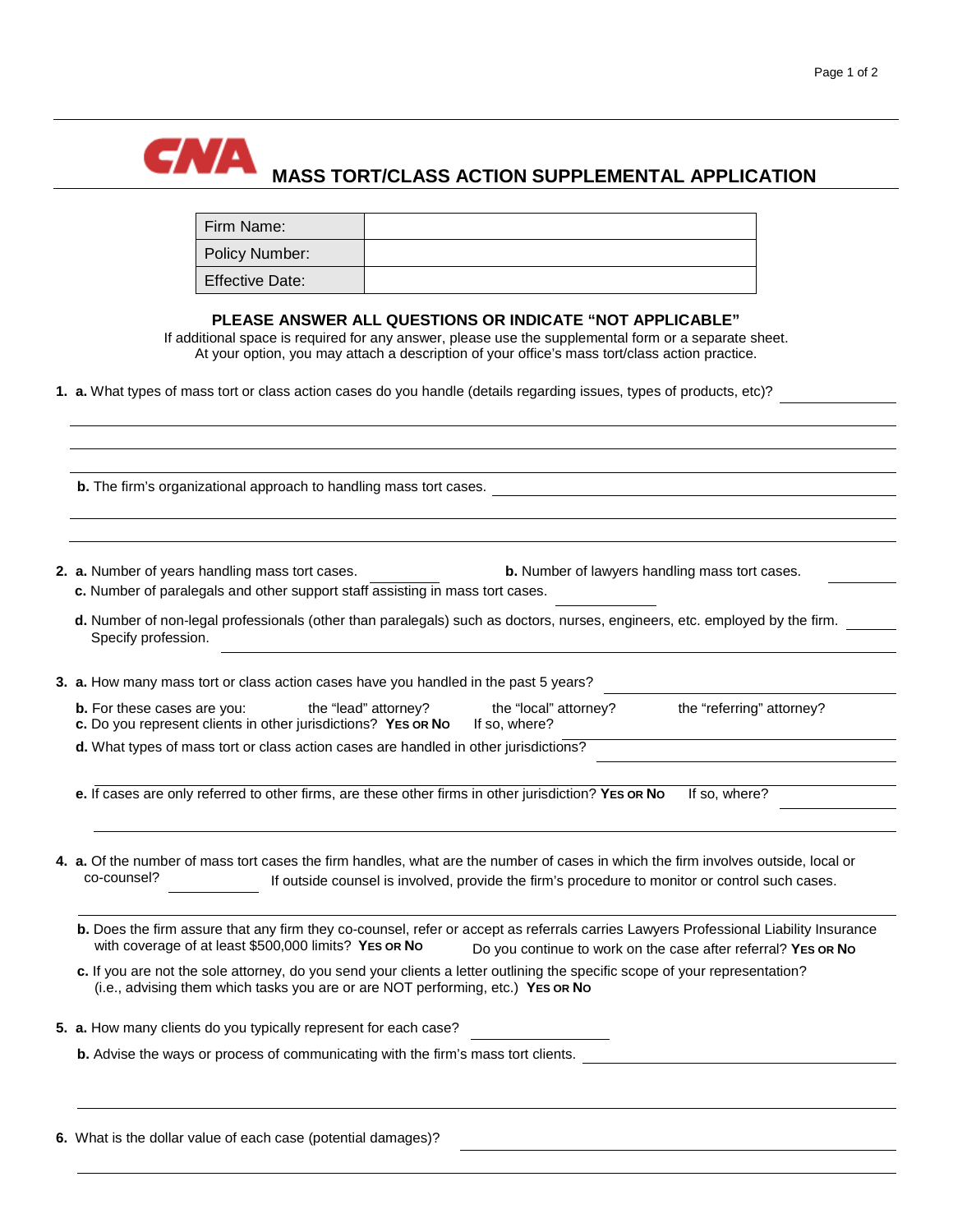# CNA MASS TORT/CLASS ACTION SUPPLEMENTAL APPLICATION

| Firm Name: | |
|---|---|
| Policy Number: | |
| Effective Date: | |

**PLEASE ANSWER ALL QUESTIONS OR INDICATE "NOT APPLICABLE"**

If additional space is required for any answer, please use the supplemental form or a separate sheet.
At your option, you may attach a description of your office's mass tort/class action practice.

1. **a.** What types of mass tort or class action cases do you handle (details regarding issues, types of products, etc)? ______

   **b.** The firm's organizational approach to handling mass tort cases. ______

2. **a.** Number of years handling mass tort cases. ______ **b.** Number of lawyers handling mass tort cases. ______

   **c.** Number of paralegals and other support staff assisting in mass tort cases. ______

   **d.** Number of non-legal professionals (other than paralegals) such as doctors, nurses, engineers, etc. employed by the firm. ______ Specify profession. ______

3. **a.** How many mass tort or class action cases have you handled in the past 5 years? ______

   **b.** For these cases are you: the "lead" attorney? the "local" attorney? the "referring" attorney?

   **c.** Do you represent clients in other jurisdictions? **YES OR NO** If so, where? ______

   **d.** What types of mass tort or class action cases are handled in other jurisdictions? ______

   **e.** If cases are only referred to other firms, are these other firms in other jurisdiction? **YES OR NO** If so, where? ______

4. **a.** Of the number of mass tort cases the firm handles, what are the number of cases in which the firm involves outside, local or co-counsel? ______ If outside counsel is involved, provide the firm's procedure to monitor or control such cases. ______

   **b.** Does the firm assure that any firm they co-counsel, refer or accept as referrals carries Lawyers Professional Liability Insurance with coverage of at least $500,000 limits? **YES OR NO** Do you continue to work on the case after referral? **YES OR NO**

   **c.** If you are not the sole attorney, do you send your clients a letter outlining the specific scope of your representation? (i.e., advising them which tasks you are or are NOT performing, etc.) **YES OR NO**

5. **a.** How many clients do you typically represent for each case? ______

   **b.** Advise the ways or process of communicating with the firm's mass tort clients. ______

6. What is the dollar value of each case (potential damages)? ______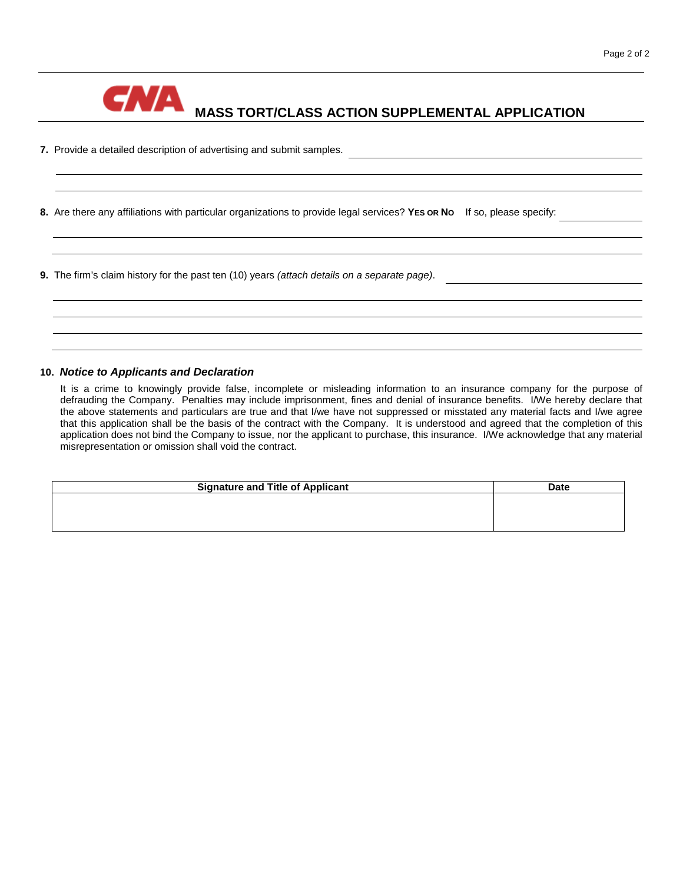# MASS TORT/CLASS ACTION SUPPLEMENTAL APPLICATION

**7.** Provide a detailed description of advertising and submit samples.

**8.** Are there any affiliations with particular organizations to provide legal services? **YES OR NO** If so, please specify:

**9.** The firm's claim history for the past ten (10) years *(attach details on a separate page)*.

**10.** ***Notice to Applicants and Declaration***

It is a crime to knowingly provide false, incomplete or misleading information to an insurance company for the purpose of defrauding the Company. Penalties may include imprisonment, fines and denial of insurance benefits. I/We hereby declare that the above statements and particulars are true and that I/we have not suppressed or misstated any material facts and I/we agree that this application shall be the basis of the contract with the Company. It is understood and agreed that the completion of this application does not bind the Company to issue, nor the applicant to purchase, this insurance. I/We acknowledge that any material misrepresentation or omission shall void the contract.

| Signature and Title of Applicant | Date |
| --- | --- |
| | |